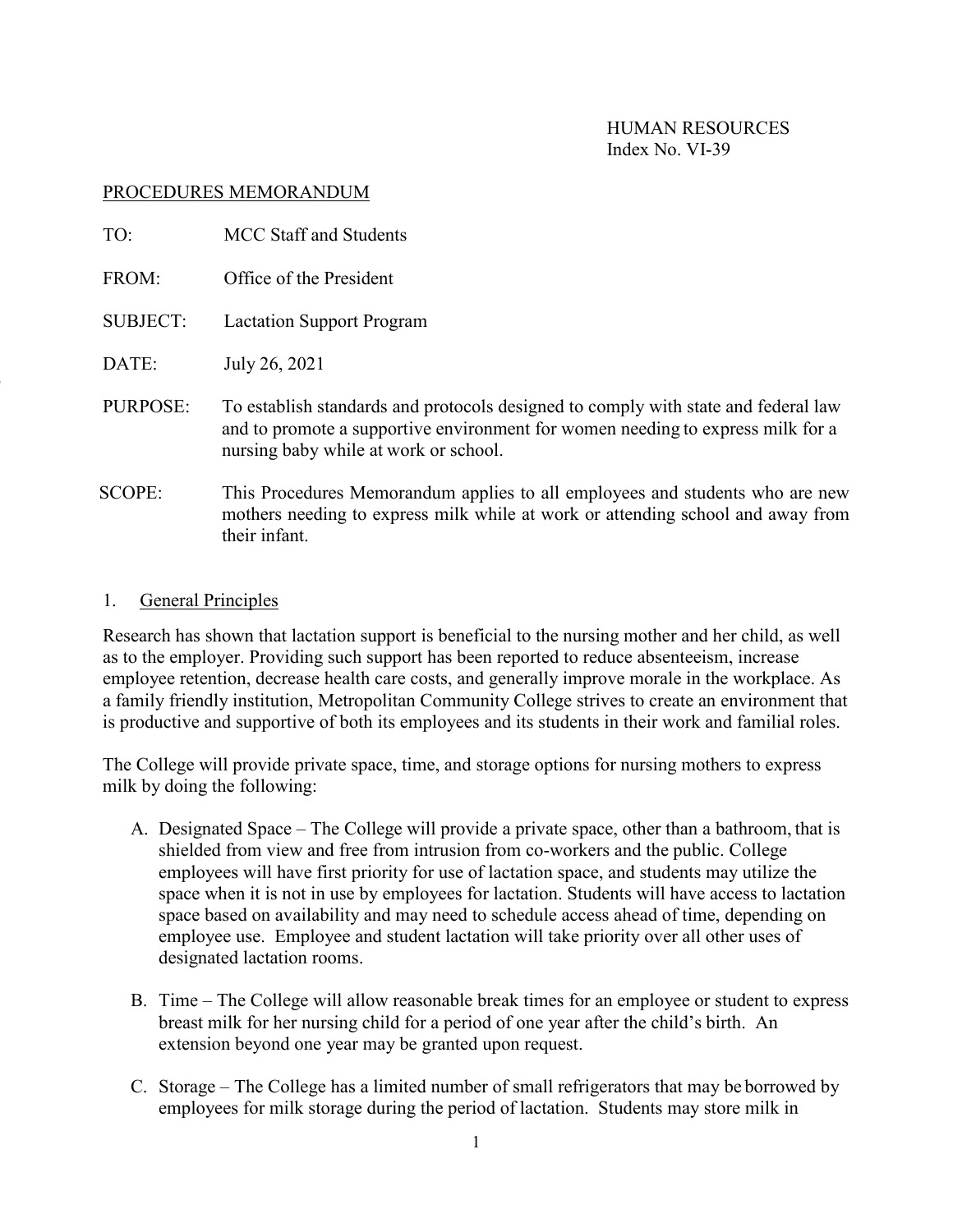HUMAN RESOURCES
Index No. VI-39

PROCEDURES MEMORANDUM

TO: MCC Staff and Students

FROM: Office of the President

SUBJECT: Lactation Support Program

DATE: July 26, 2021

PURPOSE: To establish standards and protocols designed to comply with state and federal law and to promote a supportive environment for women needing to express milk for a nursing baby while at work or school.

SCOPE: This Procedures Memorandum applies to all employees and students who are new mothers needing to express milk while at work or attending school and away from their infant.

## 1. General Principles

Research has shown that lactation support is beneficial to the nursing mother and her child, as well as to the employer. Providing such support has been reported to reduce absenteeism, increase employee retention, decrease health care costs, and generally improve morale in the workplace. As a family friendly institution, Metropolitan Community College strives to create an environment that is productive and supportive of both its employees and its students in their work and familial roles.

The College will provide private space, time, and storage options for nursing mothers to express milk by doing the following:

A. Designated Space – The College will provide a private space, other than a bathroom, that is shielded from view and free from intrusion from co-workers and the public. College employees will have first priority for use of lactation space, and students may utilize the space when it is not in use by employees for lactation. Students will have access to lactation space based on availability and may need to schedule access ahead of time, depending on employee use. Employee and student lactation will take priority over all other uses of designated lactation rooms.

B. Time – The College will allow reasonable break times for an employee or student to express breast milk for her nursing child for a period of one year after the child's birth. An extension beyond one year may be granted upon request.

C. Storage – The College has a limited number of small refrigerators that may be borrowed by employees for milk storage during the period of lactation. Students may store milk in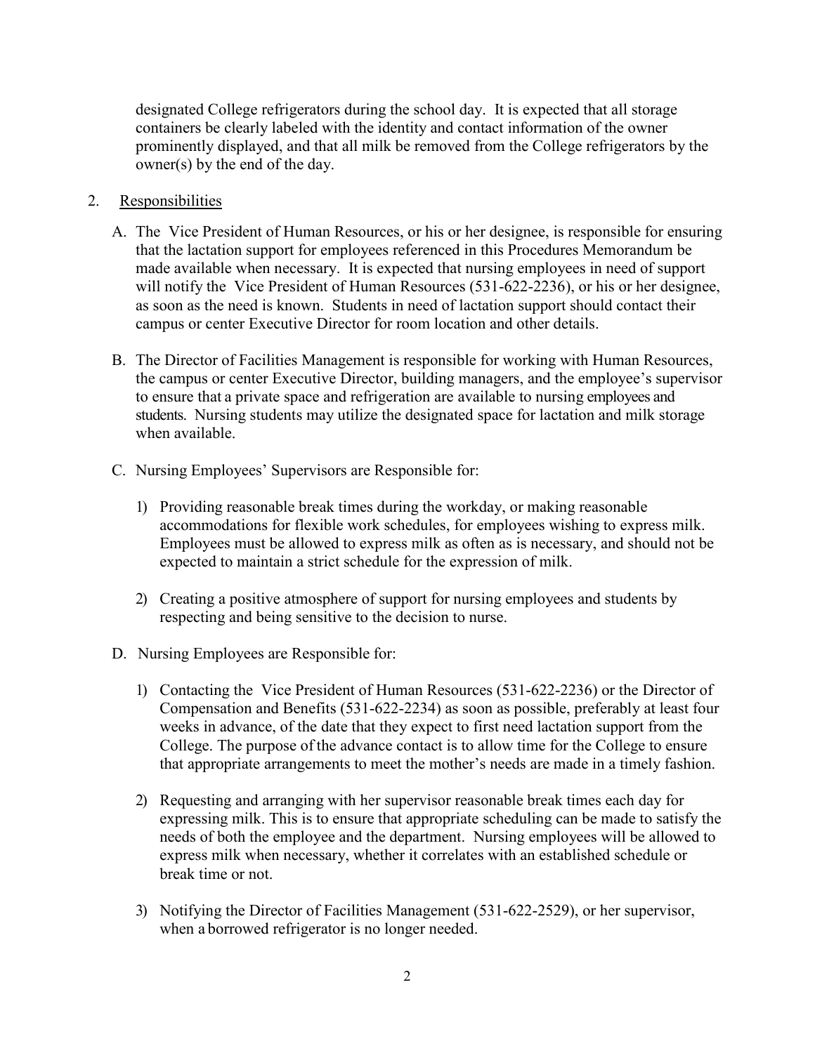designated College refrigerators during the school day. It is expected that all storage containers be clearly labeled with the identity and contact information of the owner prominently displayed, and that all milk be removed from the College refrigerators by the owner(s) by the end of the day.

2. Responsibilities

   A. The Vice President of Human Resources, or his or her designee, is responsible for ensuring that the lactation support for employees referenced in this Procedures Memorandum be made available when necessary. It is expected that nursing employees in need of support will notify the Vice President of Human Resources (531-622-2236), or his or her designee, as soon as the need is known. Students in need of lactation support should contact their campus or center Executive Director for room location and other details.

   B. The Director of Facilities Management is responsible for working with Human Resources, the campus or center Executive Director, building managers, and the employee's supervisor to ensure that a private space and refrigeration are available to nursing employees and students. Nursing students may utilize the designated space for lactation and milk storage when available.

   C. Nursing Employees' Supervisors are Responsible for:

      1) Providing reasonable break times during the workday, or making reasonable accommodations for flexible work schedules, for employees wishing to express milk. Employees must be allowed to express milk as often as is necessary, and should not be expected to maintain a strict schedule for the expression of milk.

      2) Creating a positive atmosphere of support for nursing employees and students by respecting and being sensitive to the decision to nurse.

   D. Nursing Employees are Responsible for:

      1) Contacting the Vice President of Human Resources (531-622-2236) or the Director of Compensation and Benefits (531-622-2234) as soon as possible, preferably at least four weeks in advance, of the date that they expect to first need lactation support from the College. The purpose of the advance contact is to allow time for the College to ensure that appropriate arrangements to meet the mother's needs are made in a timely fashion.

      2) Requesting and arranging with her supervisor reasonable break times each day for expressing milk. This is to ensure that appropriate scheduling can be made to satisfy the needs of both the employee and the department. Nursing employees will be allowed to express milk when necessary, whether it correlates with an established schedule or break time or not.

      3) Notifying the Director of Facilities Management (531-622-2529), or her supervisor, when a borrowed refrigerator is no longer needed.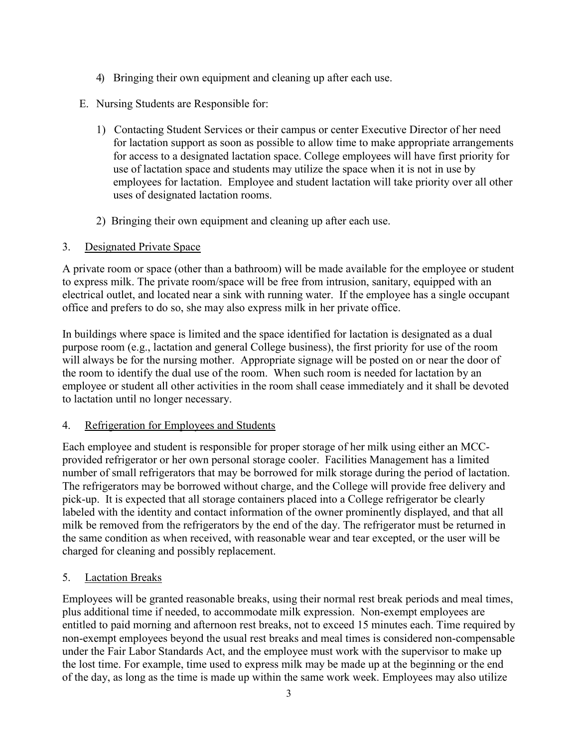4) Bringing their own equipment and cleaning up after each use.

E. Nursing Students are Responsible for:

1) Contacting Student Services or their campus or center Executive Director of her need for lactation support as soon as possible to allow time to make appropriate arrangements for access to a designated lactation space. College employees will have first priority for use of lactation space and students may utilize the space when it is not in use by employees for lactation. Employee and student lactation will take priority over all other uses of designated lactation rooms.

2) Bringing their own equipment and cleaning up after each use.

## 3. Designated Private Space

A private room or space (other than a bathroom) will be made available for the employee or student to express milk. The private room/space will be free from intrusion, sanitary, equipped with an electrical outlet, and located near a sink with running water. If the employee has a single occupant office and prefers to do so, she may also express milk in her private office.

In buildings where space is limited and the space identified for lactation is designated as a dual purpose room (e.g., lactation and general College business), the first priority for use of the room will always be for the nursing mother. Appropriate signage will be posted on or near the door of the room to identify the dual use of the room. When such room is needed for lactation by an employee or student all other activities in the room shall cease immediately and it shall be devoted to lactation until no longer necessary.

## 4. Refrigeration for Employees and Students

Each employee and student is responsible for proper storage of her milk using either an MCC-provided refrigerator or her own personal storage cooler. Facilities Management has a limited number of small refrigerators that may be borrowed for milk storage during the period of lactation. The refrigerators may be borrowed without charge, and the College will provide free delivery and pick-up. It is expected that all storage containers placed into a College refrigerator be clearly labeled with the identity and contact information of the owner prominently displayed, and that all milk be removed from the refrigerators by the end of the day. The refrigerator must be returned in the same condition as when received, with reasonable wear and tear excepted, or the user will be charged for cleaning and possibly replacement.

## 5. Lactation Breaks

Employees will be granted reasonable breaks, using their normal rest break periods and meal times, plus additional time if needed, to accommodate milk expression. Non-exempt employees are entitled to paid morning and afternoon rest breaks, not to exceed 15 minutes each. Time required by non-exempt employees beyond the usual rest breaks and meal times is considered non-compensable under the Fair Labor Standards Act, and the employee must work with the supervisor to make up the lost time. For example, time used to express milk may be made up at the beginning or the end of the day, as long as the time is made up within the same work week. Employees may also utilize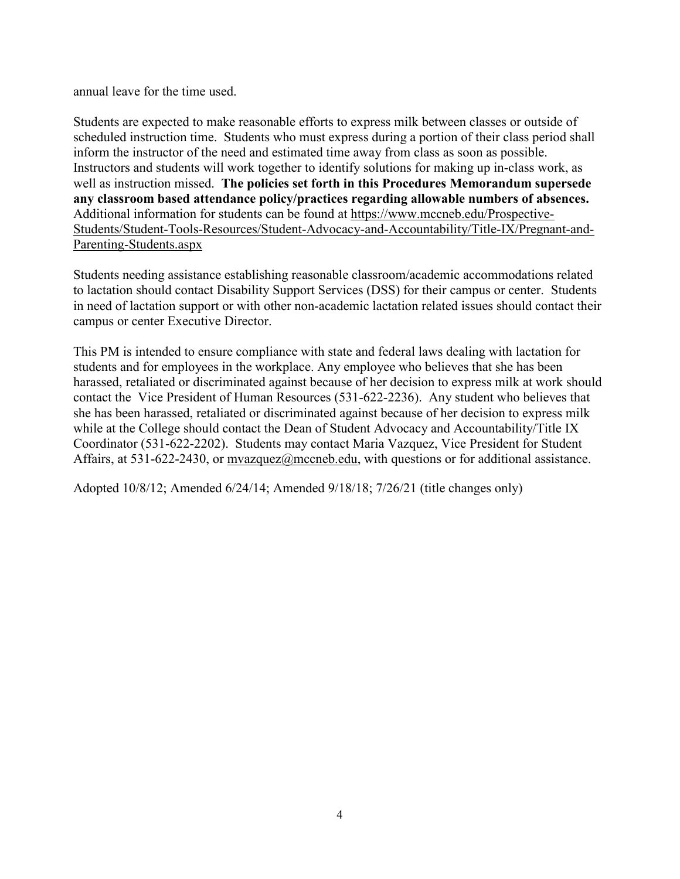annual leave for the time used.

Students are expected to make reasonable efforts to express milk between classes or outside of scheduled instruction time. Students who must express during a portion of their class period shall inform the instructor of the need and estimated time away from class as soon as possible. Instructors and students will work together to identify solutions for making up in-class work, as well as instruction missed. **The policies set forth in this Procedures Memorandum supersede any classroom based attendance policy/practices regarding allowable numbers of absences.** Additional information for students can be found at https://www.mccneb.edu/Prospective-Students/Student-Tools-Resources/Student-Advocacy-and-Accountability/Title-IX/Pregnant-and-Parenting-Students.aspx

Students needing assistance establishing reasonable classroom/academic accommodations related to lactation should contact Disability Support Services (DSS) for their campus or center. Students in need of lactation support or with other non-academic lactation related issues should contact their campus or center Executive Director.

This PM is intended to ensure compliance with state and federal laws dealing with lactation for students and for employees in the workplace. Any employee who believes that she has been harassed, retaliated or discriminated against because of her decision to express milk at work should contact the Vice President of Human Resources (531-622-2236). Any student who believes that she has been harassed, retaliated or discriminated against because of her decision to express milk while at the College should contact the Dean of Student Advocacy and Accountability/Title IX Coordinator (531-622-2202). Students may contact Maria Vazquez, Vice President for Student Affairs, at 531-622-2430, or mvazquez@mccneb.edu, with questions or for additional assistance.

Adopted 10/8/12; Amended 6/24/14; Amended 9/18/18; 7/26/21 (title changes only)